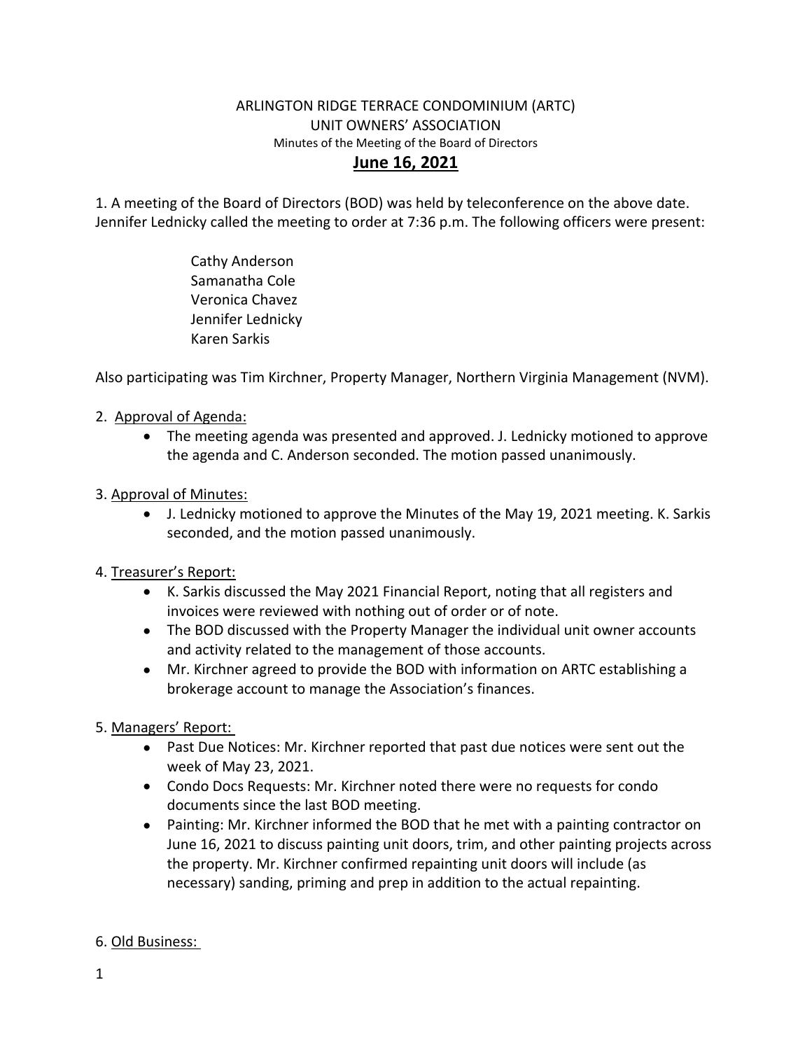ARLINGTON RIDGE TERRACE CONDOMINIUM (ARTC)
UNIT OWNERS' ASSOCIATION
Minutes of the Meeting of the Board of Directors

# June 16, 2021

1. A meeting of the Board of Directors (BOD) was held by teleconference on the above date. Jennifer Lednicky called the meeting to order at 7:36 p.m. The following officers were present:

Cathy Anderson
Samanatha Cole
Veronica Chavez
Jennifer Lednicky
Karen Sarkis

Also participating was Tim Kirchner, Property Manager, Northern Virginia Management (NVM).

2. Approval of Agenda:
   - The meeting agenda was presented and approved. J. Lednicky motioned to approve the agenda and C. Anderson seconded. The motion passed unanimously.

3. Approval of Minutes:
   - J. Lednicky motioned to approve the Minutes of the May 19, 2021 meeting. K. Sarkis seconded, and the motion passed unanimously.

4. Treasurer's Report:
   - K. Sarkis discussed the May 2021 Financial Report, noting that all registers and invoices were reviewed with nothing out of order or of note.
   - The BOD discussed with the Property Manager the individual unit owner accounts and activity related to the management of those accounts.
   - Mr. Kirchner agreed to provide the BOD with information on ARTC establishing a brokerage account to manage the Association's finances.

5. Managers' Report:
   - Past Due Notices: Mr. Kirchner reported that past due notices were sent out the week of May 23, 2021.
   - Condo Docs Requests: Mr. Kirchner noted there were no requests for condo documents since the last BOD meeting.
   - Painting: Mr. Kirchner informed the BOD that he met with a painting contractor on June 16, 2021 to discuss painting unit doors, trim, and other painting projects across the property. Mr. Kirchner confirmed repainting unit doors will include (as necessary) sanding, priming and prep in addition to the actual repainting.

6. Old Business: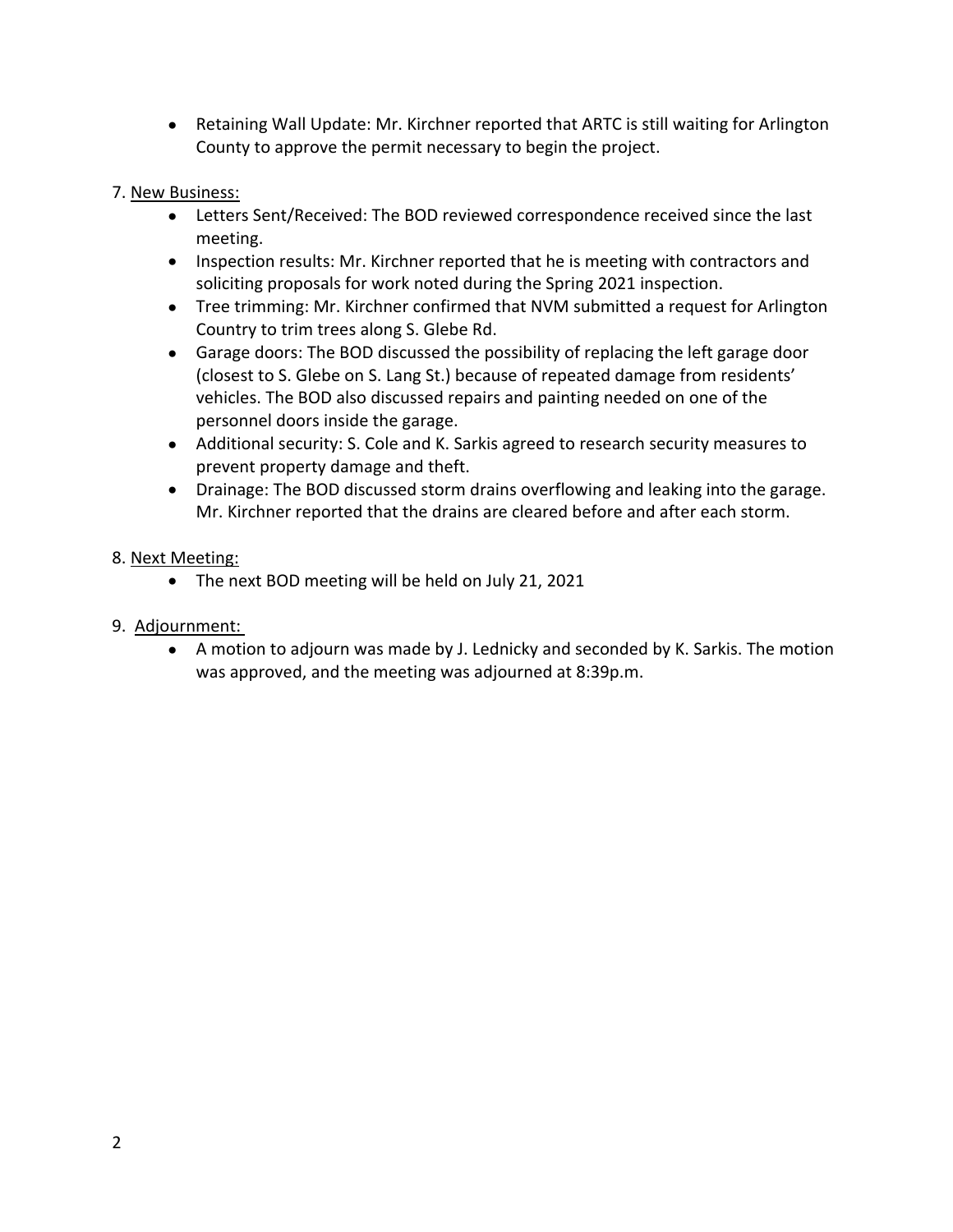- Retaining Wall Update: Mr. Kirchner reported that ARTC is still waiting for Arlington County to approve the permit necessary to begin the project.

7. New Business:
    - Letters Sent/Received: The BOD reviewed correspondence received since the last meeting.
    - Inspection results: Mr. Kirchner reported that he is meeting with contractors and soliciting proposals for work noted during the Spring 2021 inspection.
    - Tree trimming: Mr. Kirchner confirmed that NVM submitted a request for Arlington Country to trim trees along S. Glebe Rd.
    - Garage doors: The BOD discussed the possibility of replacing the left garage door (closest to S. Glebe on S. Lang St.) because of repeated damage from residents' vehicles. The BOD also discussed repairs and painting needed on one of the personnel doors inside the garage.
    - Additional security: S. Cole and K. Sarkis agreed to research security measures to prevent property damage and theft.
    - Drainage: The BOD discussed storm drains overflowing and leaking into the garage. Mr. Kirchner reported that the drains are cleared before and after each storm.

8. Next Meeting:
    - The next BOD meeting will be held on July 21, 2021

9. Adjournment:
    - A motion to adjourn was made by J. Lednicky and seconded by K. Sarkis. The motion was approved, and the meeting was adjourned at 8:39p.m.